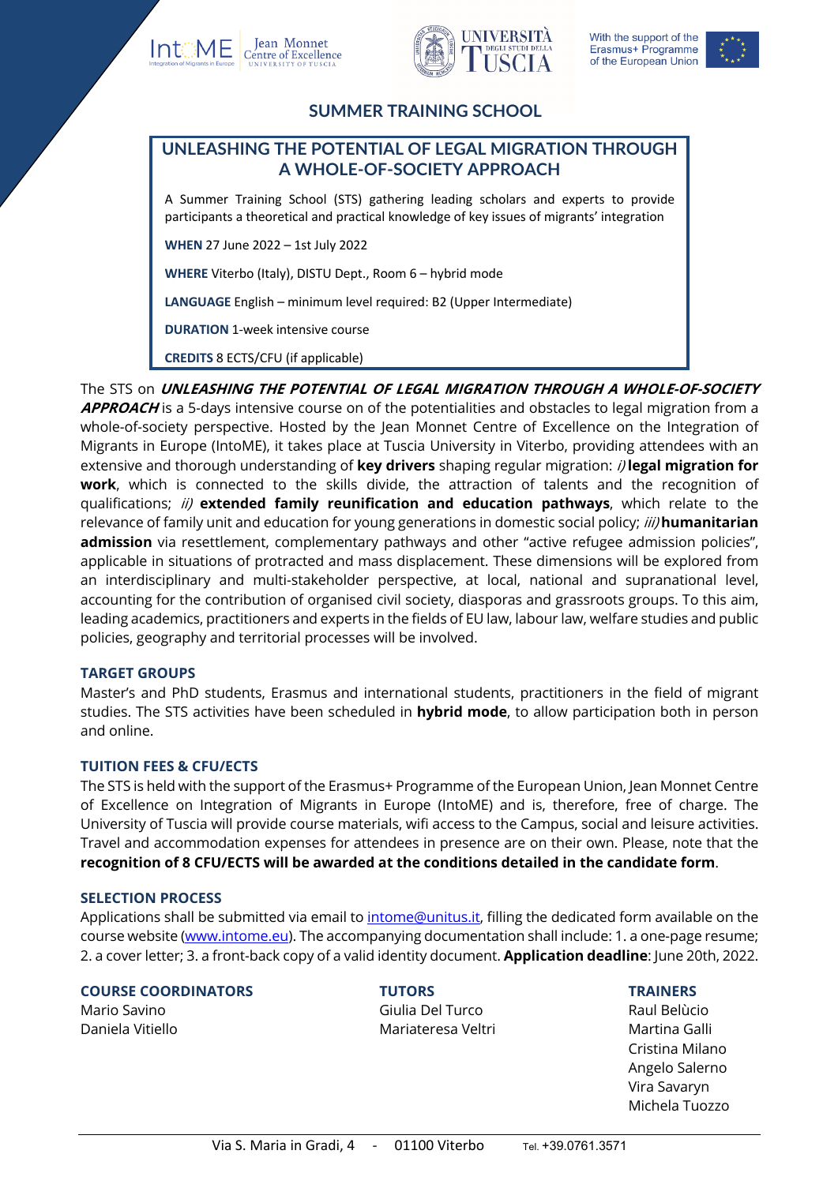IntoME Integration of Migrants in Europe | Jean Monnet Centre of Excellence UNIVERSITY OF TUSCIA | UNIVERSITÀ DEGLI STUDI DELLA TUSCIA | With the support of the Erasmus+ Programme of the European Union

## SUMMER TRAINING SCHOOL

# UNLEASHING THE POTENTIAL OF LEGAL MIGRATION THROUGH A WHOLE-OF-SOCIETY APPROACH

A Summer Training School (STS) gathering leading scholars and experts to provide participants a theoretical and practical knowledge of key issues of migrants' integration

**WHEN** 27 June 2022 – 1st July 2022

**WHERE** Viterbo (Italy), DISTU Dept., Room 6 – hybrid mode

**LANGUAGE** English – minimum level required: B2 (Upper Intermediate)

**DURATION** 1-week intensive course

**CREDITS** 8 ECTS/CFU (if applicable)

The STS on ***UNLEASHING THE POTENTIAL OF LEGAL MIGRATION THROUGH A WHOLE-OF-SOCIETY APPROACH*** is a 5-days intensive course on of the potentialities and obstacles to legal migration from a whole-of-society perspective. Hosted by the Jean Monnet Centre of Excellence on the Integration of Migrants in Europe (IntoME), it takes place at Tuscia University in Viterbo, providing attendees with an extensive and thorough understanding of **key drivers** shaping regular migration: *i)* **legal migration for work**, which is connected to the skills divide, the attraction of talents and the recognition of qualifications; *ii)* **extended family reunification and education pathways**, which relate to the relevance of family unit and education for young generations in domestic social policy; *iii)* **humanitarian admission** via resettlement, complementary pathways and other "active refugee admission policies", applicable in situations of protracted and mass displacement. These dimensions will be explored from an interdisciplinary and multi-stakeholder perspective, at local, national and supranational level, accounting for the contribution of organised civil society, diasporas and grassroots groups. To this aim, leading academics, practitioners and experts in the fields of EU law, labour law, welfare studies and public policies, geography and territorial processes will be involved.

### TARGET GROUPS

Master's and PhD students, Erasmus and international students, practitioners in the field of migrant studies. The STS activities have been scheduled in **hybrid mode**, to allow participation both in person and online.

### TUITION FEES & CFU/ECTS

The STS is held with the support of the Erasmus+ Programme of the European Union, Jean Monnet Centre of Excellence on Integration of Migrants in Europe (IntoME) and is, therefore, free of charge. The University of Tuscia will provide course materials, wifi access to the Campus, social and leisure activities. Travel and accommodation expenses for attendees in presence are on their own. Please, note that the **recognition of 8 CFU/ECTS will be awarded at the conditions detailed in the candidate form**.

### SELECTION PROCESS

Applications shall be submitted via email to intome@unitus.it, filling the dedicated form available on the course website (www.intome.eu). The accompanying documentation shall include: 1. a one-page resume; 2. a cover letter; 3. a front-back copy of a valid identity document. **Application deadline**: June 20th, 2022.

### COURSE COORDINATORS

Mario Savino
Daniela Vitiello

### TUTORS

Giulia Del Turco
Mariateresa Veltri

### TRAINERS

Raul Belùcio
Martina Galli
Cristina Milano
Angelo Salerno
Vira Savaryn
Michela Tuozzo

Via S. Maria in Gradi, 4 - 01100 Viterbo Tel. +39.0761.3571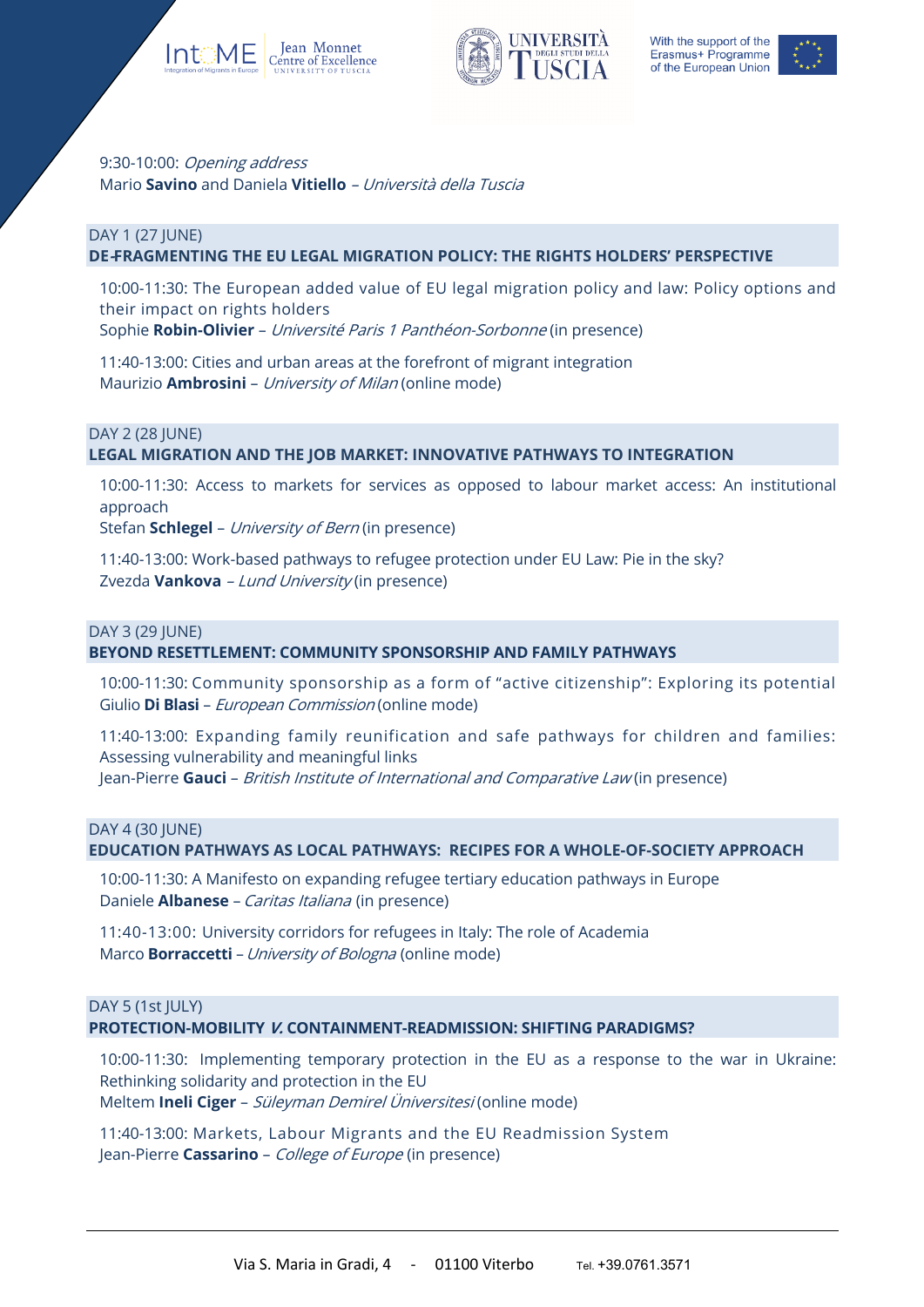9:30-10:00: *Opening address*
Mario **Savino** and Daniela **Vitiello** – *Università della Tuscia*

## DAY 1 (27 JUNE)
## DE-FRAGMENTING THE EU LEGAL MIGRATION POLICY: THE RIGHTS HOLDERS' PERSPECTIVE

10:00-11:30: The European added value of EU legal migration policy and law: Policy options and their impact on rights holders
Sophie **Robin-Olivier** – *Université Paris 1 Panthéon-Sorbonne* (in presence)

11:40-13:00: Cities and urban areas at the forefront of migrant integration
Maurizio **Ambrosini** – *University of Milan* (online mode)

## DAY 2 (28 JUNE)
## LEGAL MIGRATION AND THE JOB MARKET: INNOVATIVE PATHWAYS TO INTEGRATION

10:00-11:30: Access to markets for services as opposed to labour market access: An institutional approach
Stefan **Schlegel** – *University of Bern* (in presence)

11:40-13:00: Work-based pathways to refugee protection under EU Law: Pie in the sky?
Zvezda **Vankova** – *Lund University* (in presence)

## DAY 3 (29 JUNE)
## BEYOND RESETTLEMENT: COMMUNITY SPONSORSHIP AND FAMILY PATHWAYS

10:00-11:30: Community sponsorship as a form of "active citizenship": Exploring its potential
Giulio **Di Blasi** – *European Commission* (online mode)

11:40-13:00: Expanding family reunification and safe pathways for children and families: Assessing vulnerability and meaningful links
Jean-Pierre **Gauci** – *British Institute of International and Comparative Law* (in presence)

## DAY 4 (30 JUNE)
## EDUCATION PATHWAYS AS LOCAL PATHWAYS: RECIPES FOR A WHOLE-OF-SOCIETY APPROACH

10:00-11:30: A Manifesto on expanding refugee tertiary education pathways in Europe
Daniele **Albanese** – *Caritas Italiana* (in presence)

11:40-13:00: University corridors for refugees in Italy: The role of Academia
Marco **Borraccetti** – *University of Bologna* (online mode)

## DAY 5 (1st JULY)
## PROTECTION-MOBILITY *V.* CONTAINMENT-READMISSION: SHIFTING PARADIGMS?

10:00-11:30: Implementing temporary protection in the EU as a response to the war in Ukraine: Rethinking solidarity and protection in the EU
Meltem **Ineli Ciger** – *Süleyman Demirel Üniversitesi* (online mode)

11:40-13:00: Markets, Labour Migrants and the EU Readmission System
Jean-Pierre **Cassarino** – *College of Europe* (in presence)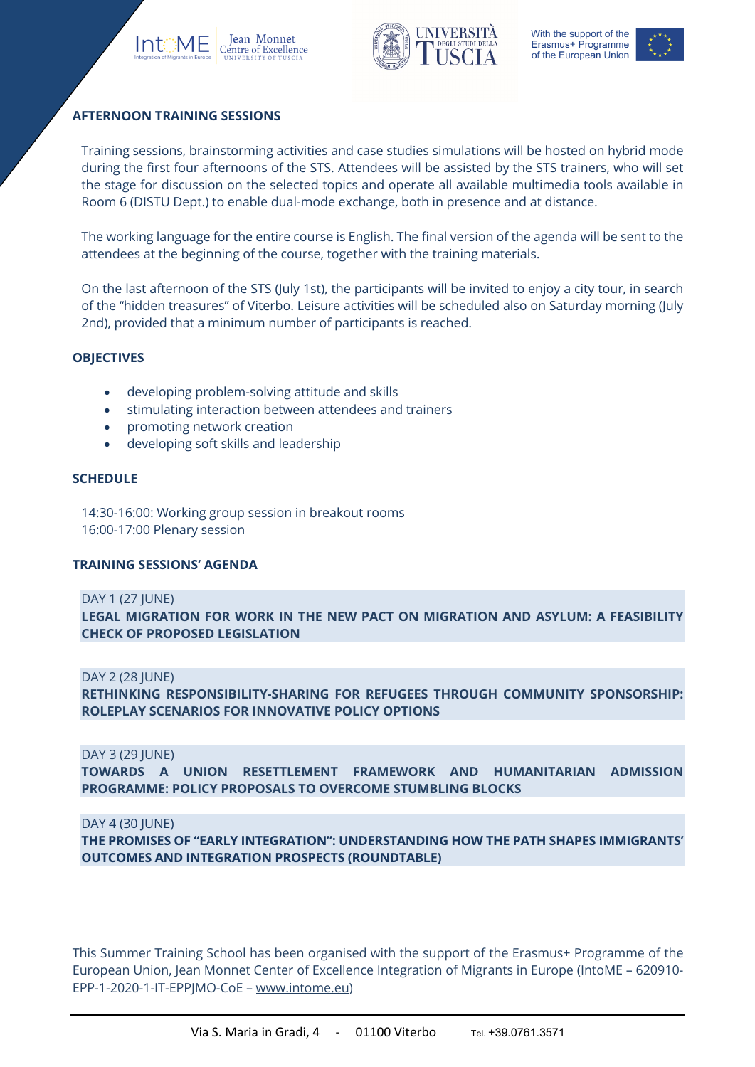## AFTERNOON TRAINING SESSIONS

Training sessions, brainstorming activities and case studies simulations will be hosted on hybrid mode during the first four afternoons of the STS. Attendees will be assisted by the STS trainers, who will set the stage for discussion on the selected topics and operate all available multimedia tools available in Room 6 (DISTU Dept.) to enable dual-mode exchange, both in presence and at distance.

The working language for the entire course is English. The final version of the agenda will be sent to the attendees at the beginning of the course, together with the training materials.

On the last afternoon of the STS (July 1st), the participants will be invited to enjoy a city tour, in search of the "hidden treasures" of Viterbo. Leisure activities will be scheduled also on Saturday morning (July 2nd), provided that a minimum number of participants is reached.

## OBJECTIVES

- developing problem-solving attitude and skills
- stimulating interaction between attendees and trainers
- promoting network creation
- developing soft skills and leadership

## SCHEDULE

14:30-16:00: Working group session in breakout rooms
16:00-17:00 Plenary session

## TRAINING SESSIONS' AGENDA

DAY 1 (27 JUNE)
**LEGAL MIGRATION FOR WORK IN THE NEW PACT ON MIGRATION AND ASYLUM: A FEASIBILITY CHECK OF PROPOSED LEGISLATION**

DAY 2 (28 JUNE)
**RETHINKING RESPONSIBILITY-SHARING FOR REFUGEES THROUGH COMMUNITY SPONSORSHIP: ROLEPLAY SCENARIOS FOR INNOVATIVE POLICY OPTIONS**

DAY 3 (29 JUNE)
**TOWARDS A UNION RESETTLEMENT FRAMEWORK AND HUMANITARIAN ADMISSION PROGRAMME: POLICY PROPOSALS TO OVERCOME STUMBLING BLOCKS**

DAY 4 (30 JUNE)
**THE PROMISES OF "EARLY INTEGRATION": UNDERSTANDING HOW THE PATH SHAPES IMMIGRANTS' OUTCOMES AND INTEGRATION PROSPECTS (ROUNDTABLE)**

This Summer Training School has been organised with the support of the Erasmus+ Programme of the European Union, Jean Monnet Center of Excellence Integration of Migrants in Europe (IntoME – 620910-EPP-1-2020-1-IT-EPPJMO-CoE – www.intome.eu)